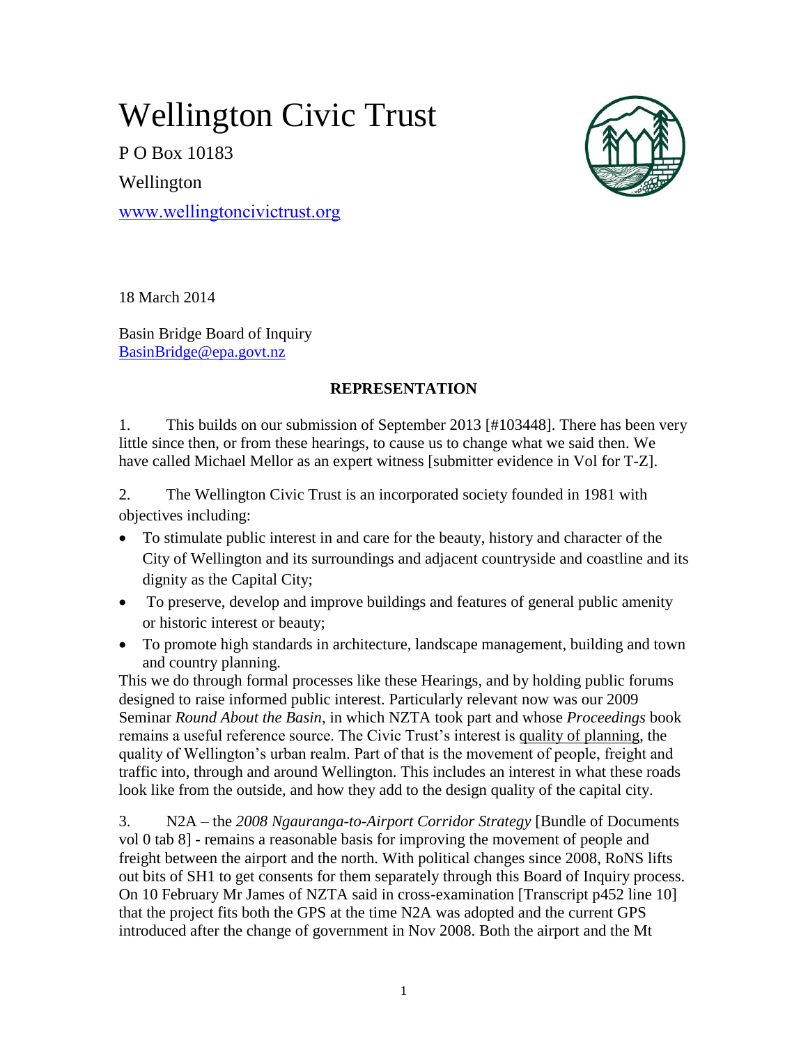# Wellington Civic Trust

P O Box 10183

Wellington

www.wellingtoncivictrust.org

18 March 2014

Basin Bridge Board of Inquiry
BasinBridge@epa.govt.nz

**REPRESENTATION**

1. This builds on our submission of September 2013 [#103448]. There has been very little since then, or from these hearings, to cause us to change what we said then. We have called Michael Mellor as an expert witness [submitter evidence in Vol for T-Z].

2. The Wellington Civic Trust is an incorporated society founded in 1981 with objectives including:

- To stimulate public interest in and care for the beauty, history and character of the City of Wellington and its surroundings and adjacent countryside and coastline and its dignity as the Capital City;
- To preserve, develop and improve buildings and features of general public amenity or historic interest or beauty;
- To promote high standards in architecture, landscape management, building and town and country planning.

This we do through formal processes like these Hearings, and by holding public forums designed to raise informed public interest. Particularly relevant now was our 2009 Seminar *Round About the Basin*, in which NZTA took part and whose *Proceedings* book remains a useful reference source. The Civic Trust's interest is quality of planning, the quality of Wellington's urban realm. Part of that is the movement of people, freight and traffic into, through and around Wellington. This includes an interest in what these roads look like from the outside, and how they add to the design quality of the capital city.

3. N2A – the *2008 Ngauranga-to-Airport Corridor Strategy* [Bundle of Documents vol 0 tab 8] - remains a reasonable basis for improving the movement of people and freight between the airport and the north. With political changes since 2008, RoNS lifts out bits of SH1 to get consents for them separately through this Board of Inquiry process. On 10 February Mr James of NZTA said in cross-examination [Transcript p452 line 10] that the project fits both the GPS at the time N2A was adopted and the current GPS introduced after the change of government in Nov 2008. Both the airport and the Mt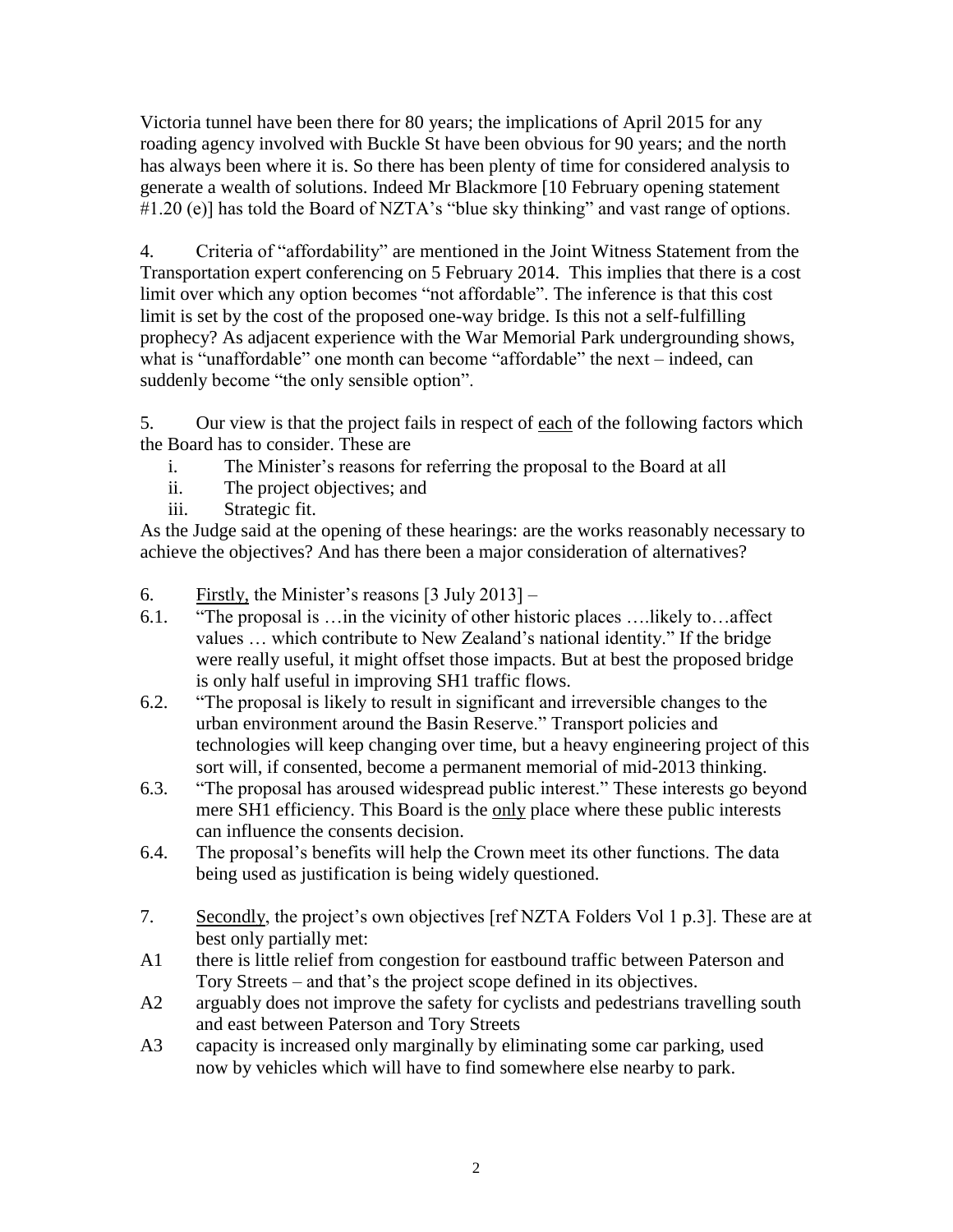Victoria tunnel have been there for 80 years; the implications of April 2015 for any roading agency involved with Buckle St have been obvious for 90 years; and the north has always been where it is. So there has been plenty of time for considered analysis to generate a wealth of solutions. Indeed Mr Blackmore [10 February opening statement #1.20 (e)] has told the Board of NZTA's "blue sky thinking" and vast range of options.

4. Criteria of "affordability" are mentioned in the Joint Witness Statement from the Transportation expert conferencing on 5 February 2014. This implies that there is a cost limit over which any option becomes "not affordable". The inference is that this cost limit is set by the cost of the proposed one-way bridge. Is this not a self-fulfilling prophecy? As adjacent experience with the War Memorial Park undergrounding shows, what is "unaffordable" one month can become "affordable" the next – indeed, can suddenly become "the only sensible option".

5. Our view is that the project fails in respect of <u>each</u> of the following factors which the Board has to consider. These are

i. The Minister's reasons for referring the proposal to the Board at all
ii. The project objectives; and
iii. Strategic fit.

As the Judge said at the opening of these hearings: are the works reasonably necessary to achieve the objectives? And has there been a major consideration of alternatives?

6. <u>Firstly,</u> the Minister's reasons [3 July 2013] –

6.1. "The proposal is …in the vicinity of other historic places ….likely to…affect values … which contribute to New Zealand's national identity." If the bridge were really useful, it might offset those impacts. But at best the proposed bridge is only half useful in improving SH1 traffic flows.

6.2. "The proposal is likely to result in significant and irreversible changes to the urban environment around the Basin Reserve." Transport policies and technologies will keep changing over time, but a heavy engineering project of this sort will, if consented, become a permanent memorial of mid-2013 thinking.

6.3. "The proposal has aroused widespread public interest." These interests go beyond mere SH1 efficiency. This Board is the <u>only</u> place where these public interests can influence the consents decision.

6.4. The proposal's benefits will help the Crown meet its other functions. The data being used as justification is being widely questioned.

7. <u>Secondly</u>, the project's own objectives [ref NZTA Folders Vol 1 p.3]. These are at best only partially met:

A1 there is little relief from congestion for eastbound traffic between Paterson and Tory Streets – and that's the project scope defined in its objectives.

A2 arguably does not improve the safety for cyclists and pedestrians travelling south and east between Paterson and Tory Streets

A3 capacity is increased only marginally by eliminating some car parking, used now by vehicles which will have to find somewhere else nearby to park.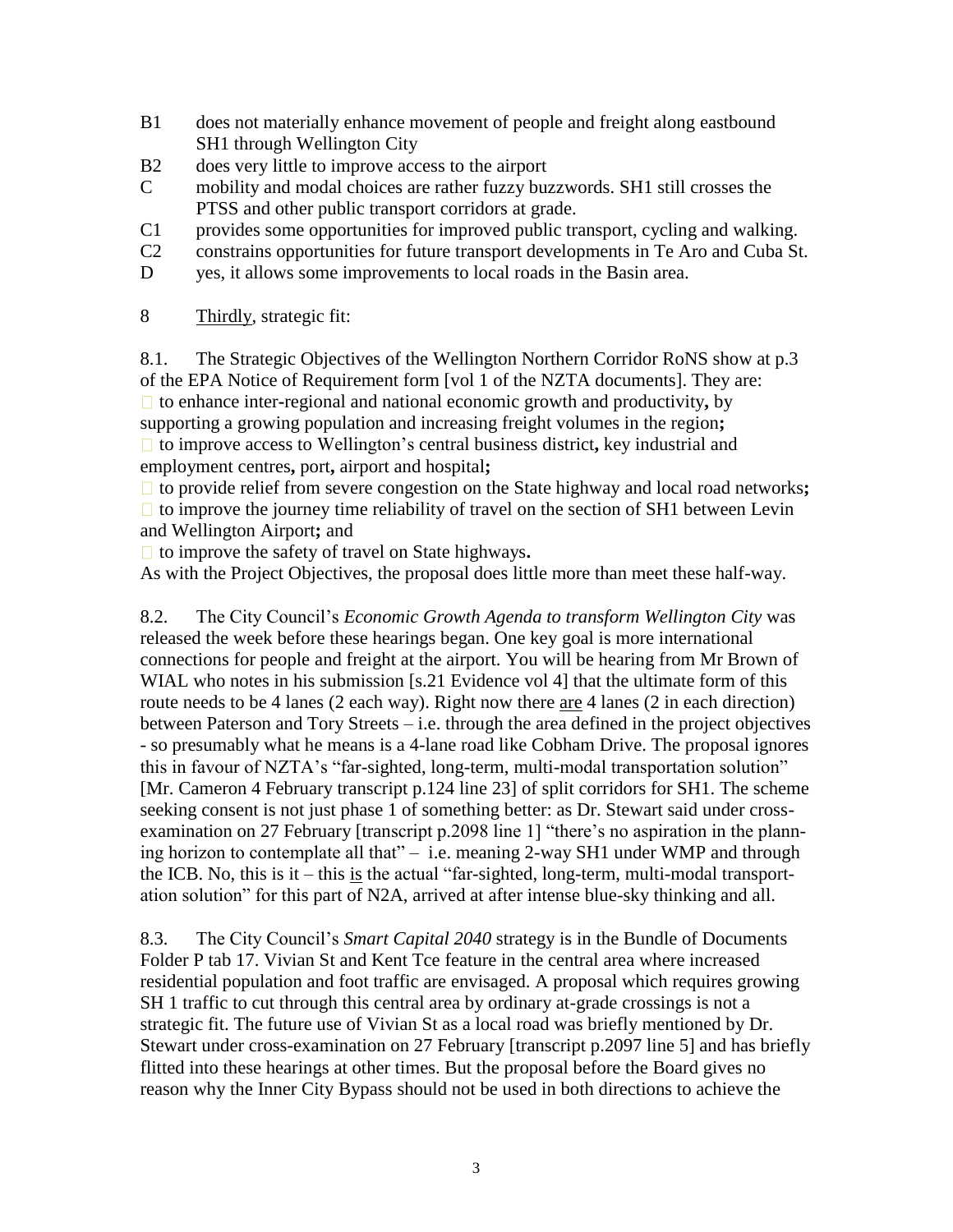B1 does not materially enhance movement of people and freight along eastbound SH1 through Wellington City

B2 does very little to improve access to the airport

C mobility and modal choices are rather fuzzy buzzwords. SH1 still crosses the PTSS and other public transport corridors at grade.

C1 provides some opportunities for improved public transport, cycling and walking.

C2 constrains opportunities for future transport developments in Te Aro and Cuba St.

D yes, it allows some improvements to local roads in the Basin area.

8 Thirdly, strategic fit:

8.1. The Strategic Objectives of the Wellington Northern Corridor RoNS show at p.3 of the EPA Notice of Requirement form [vol 1 of the NZTA documents]. They are:

- to enhance inter-regional and national economic growth and productivity**,** by supporting a growing population and increasing freight volumes in the region**;**
- to improve access to Wellington's central business district**,** key industrial and employment centres**,** port**,** airport and hospital**;**
- to provide relief from severe congestion on the State highway and local road networks**;**
- to improve the journey time reliability of travel on the section of SH1 between Levin and Wellington Airport**;** and
- to improve the safety of travel on State highways**.**

As with the Project Objectives, the proposal does little more than meet these half-way.

8.2. The City Council's *Economic Growth Agenda to transform Wellington City* was released the week before these hearings began. One key goal is more international connections for people and freight at the airport. You will be hearing from Mr Brown of WIAL who notes in his submission [s.21 Evidence vol 4] that the ultimate form of this route needs to be 4 lanes (2 each way). Right now there are 4 lanes (2 in each direction) between Paterson and Tory Streets – i.e. through the area defined in the project objectives - so presumably what he means is a 4-lane road like Cobham Drive. The proposal ignores this in favour of NZTA's "far-sighted, long-term, multi-modal transportation solution" [Mr. Cameron 4 February transcript p.124 line 23] of split corridors for SH1. The scheme seeking consent is not just phase 1 of something better: as Dr. Stewart said under cross-examination on 27 February [transcript p.2098 line 1] "there's no aspiration in the planning horizon to contemplate all that" – i.e. meaning 2-way SH1 under WMP and through the ICB. No, this is it – this is the actual "far-sighted, long-term, multi-modal transportation solution" for this part of N2A, arrived at after intense blue-sky thinking and all.

8.3. The City Council's *Smart Capital 2040* strategy is in the Bundle of Documents Folder P tab 17. Vivian St and Kent Tce feature in the central area where increased residential population and foot traffic are envisaged. A proposal which requires growing SH 1 traffic to cut through this central area by ordinary at-grade crossings is not a strategic fit. The future use of Vivian St as a local road was briefly mentioned by Dr. Stewart under cross-examination on 27 February [transcript p.2097 line 5] and has briefly flitted into these hearings at other times. But the proposal before the Board gives no reason why the Inner City Bypass should not be used in both directions to achieve the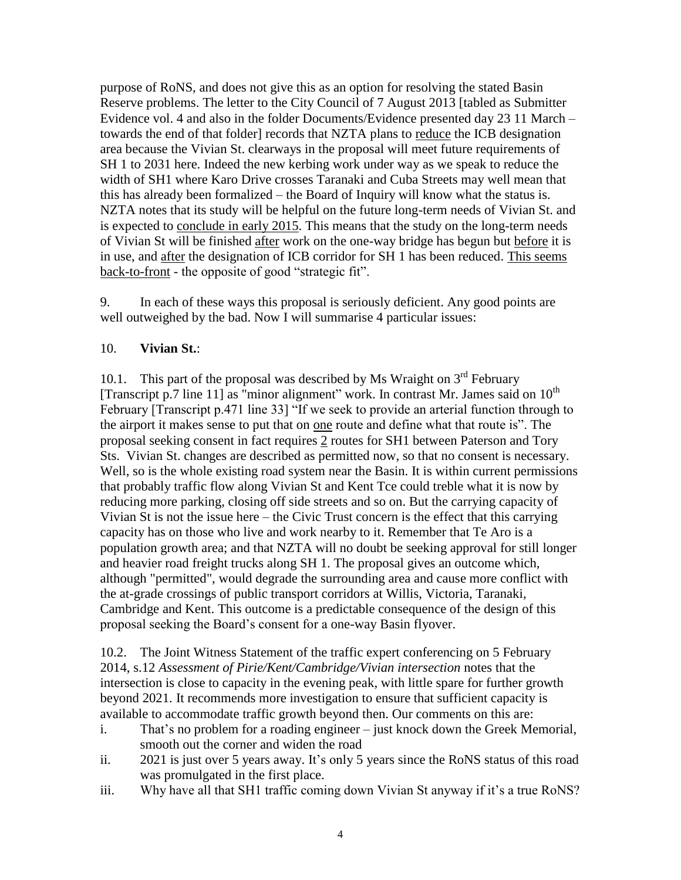purpose of RoNS, and does not give this as an option for resolving the stated Basin Reserve problems. The letter to the City Council of 7 August 2013 [tabled as Submitter Evidence vol. 4 and also in the folder Documents/Evidence presented day 23 11 March – towards the end of that folder] records that NZTA plans to <u>reduce</u> the ICB designation area because the Vivian St. clearways in the proposal will meet future requirements of SH 1 to 2031 here. Indeed the new kerbing work under way as we speak to reduce the width of SH1 where Karo Drive crosses Taranaki and Cuba Streets may well mean that this has already been formalized – the Board of Inquiry will know what the status is. NZTA notes that its study will be helpful on the future long-term needs of Vivian St. and is expected to <u>conclude in early 2015</u>. This means that the study on the long-term needs of Vivian St will be finished <u>after</u> work on the one-way bridge has begun but <u>before</u> it is in use, and <u>after</u> the designation of ICB corridor for SH 1 has been reduced. <u>This seems back-to-front</u> - the opposite of good "strategic fit".

9. In each of these ways this proposal is seriously deficient. Any good points are well outweighed by the bad. Now I will summarise 4 particular issues:

10. **Vivian St.**:

10.1. This part of the proposal was described by Ms Wraight on 3rd February [Transcript p.7 line 11] as "minor alignment" work. In contrast Mr. James said on 10th February [Transcript p.471 line 33] "If we seek to provide an arterial function through to the airport it makes sense to put that on <u>one</u> route and define what that route is". The proposal seeking consent in fact requires <u>2</u> routes for SH1 between Paterson and Tory Sts. Vivian St. changes are described as permitted now, so that no consent is necessary. Well, so is the whole existing road system near the Basin. It is within current permissions that probably traffic flow along Vivian St and Kent Tce could treble what it is now by reducing more parking, closing off side streets and so on. But the carrying capacity of Vivian St is not the issue here – the Civic Trust concern is the effect that this carrying capacity has on those who live and work nearby to it. Remember that Te Aro is a population growth area; and that NZTA will no doubt be seeking approval for still longer and heavier road freight trucks along SH 1. The proposal gives an outcome which, although "permitted", would degrade the surrounding area and cause more conflict with the at-grade crossings of public transport corridors at Willis, Victoria, Taranaki, Cambridge and Kent. This outcome is a predictable consequence of the design of this proposal seeking the Board's consent for a one-way Basin flyover.

10.2. The Joint Witness Statement of the traffic expert conferencing on 5 February 2014, s.12 *Assessment of Pirie/Kent/Cambridge/Vivian intersection* notes that the intersection is close to capacity in the evening peak, with little spare for further growth beyond 2021. It recommends more investigation to ensure that sufficient capacity is available to accommodate traffic growth beyond then. Our comments on this are:

i. That's no problem for a roading engineer – just knock down the Greek Memorial, smooth out the corner and widen the road
ii. 2021 is just over 5 years away. It's only 5 years since the RoNS status of this road was promulgated in the first place.
iii. Why have all that SH1 traffic coming down Vivian St anyway if it's a true RoNS?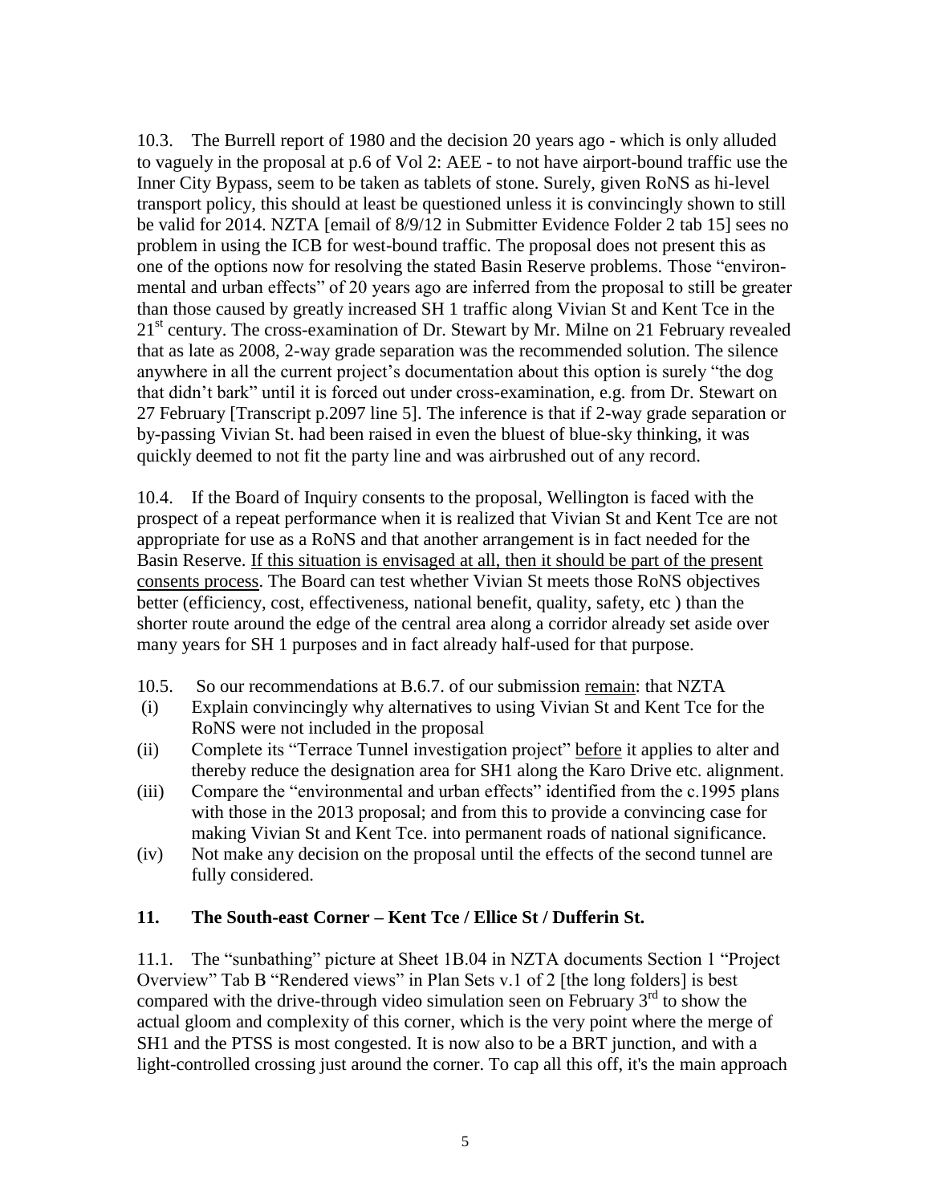10.3. The Burrell report of 1980 and the decision 20 years ago - which is only alluded to vaguely in the proposal at p.6 of Vol 2: AEE - to not have airport-bound traffic use the Inner City Bypass, seem to be taken as tablets of stone. Surely, given RoNS as hi-level transport policy, this should at least be questioned unless it is convincingly shown to still be valid for 2014. NZTA [email of 8/9/12 in Submitter Evidence Folder 2 tab 15] sees no problem in using the ICB for west-bound traffic. The proposal does not present this as one of the options now for resolving the stated Basin Reserve problems. Those "environmental and urban effects" of 20 years ago are inferred from the proposal to still be greater than those caused by greatly increased SH 1 traffic along Vivian St and Kent Tce in the 21st century. The cross-examination of Dr. Stewart by Mr. Milne on 21 February revealed that as late as 2008, 2-way grade separation was the recommended solution. The silence anywhere in all the current project's documentation about this option is surely "the dog that didn't bark" until it is forced out under cross-examination, e.g. from Dr. Stewart on 27 February [Transcript p.2097 line 5]. The inference is that if 2-way grade separation or by-passing Vivian St. had been raised in even the bluest of blue-sky thinking, it was quickly deemed to not fit the party line and was airbrushed out of any record.

10.4. If the Board of Inquiry consents to the proposal, Wellington is faced with the prospect of a repeat performance when it is realized that Vivian St and Kent Tce are not appropriate for use as a RoNS and that another arrangement is in fact needed for the Basin Reserve. <u>If this situation is envisaged at all, then it should be part of the present consents process</u>. The Board can test whether Vivian St meets those RoNS objectives better (efficiency, cost, effectiveness, national benefit, quality, safety, etc ) than the shorter route around the edge of the central area along a corridor already set aside over many years for SH 1 purposes and in fact already half-used for that purpose.

10.5. So our recommendations at B.6.7. of our submission <u>remain</u>: that NZTA

(i) Explain convincingly why alternatives to using Vivian St and Kent Tce for the RoNS were not included in the proposal
(ii) Complete its "Terrace Tunnel investigation project" <u>before</u> it applies to alter and thereby reduce the designation area for SH1 along the Karo Drive etc. alignment.
(iii) Compare the "environmental and urban effects" identified from the c.1995 plans with those in the 2013 proposal; and from this to provide a convincing case for making Vivian St and Kent Tce. into permanent roads of national significance.
(iv) Not make any decision on the proposal until the effects of the second tunnel are fully considered.

## 11. The South-east Corner – Kent Tce / Ellice St / Dufferin St.

11.1. The "sunbathing" picture at Sheet 1B.04 in NZTA documents Section 1 "Project Overview" Tab B "Rendered views" in Plan Sets v.1 of 2 [the long folders] is best compared with the drive-through video simulation seen on February 3rd to show the actual gloom and complexity of this corner, which is the very point where the merge of SH1 and the PTSS is most congested. It is now also to be a BRT junction, and with a light-controlled crossing just around the corner. To cap all this off, it's the main approach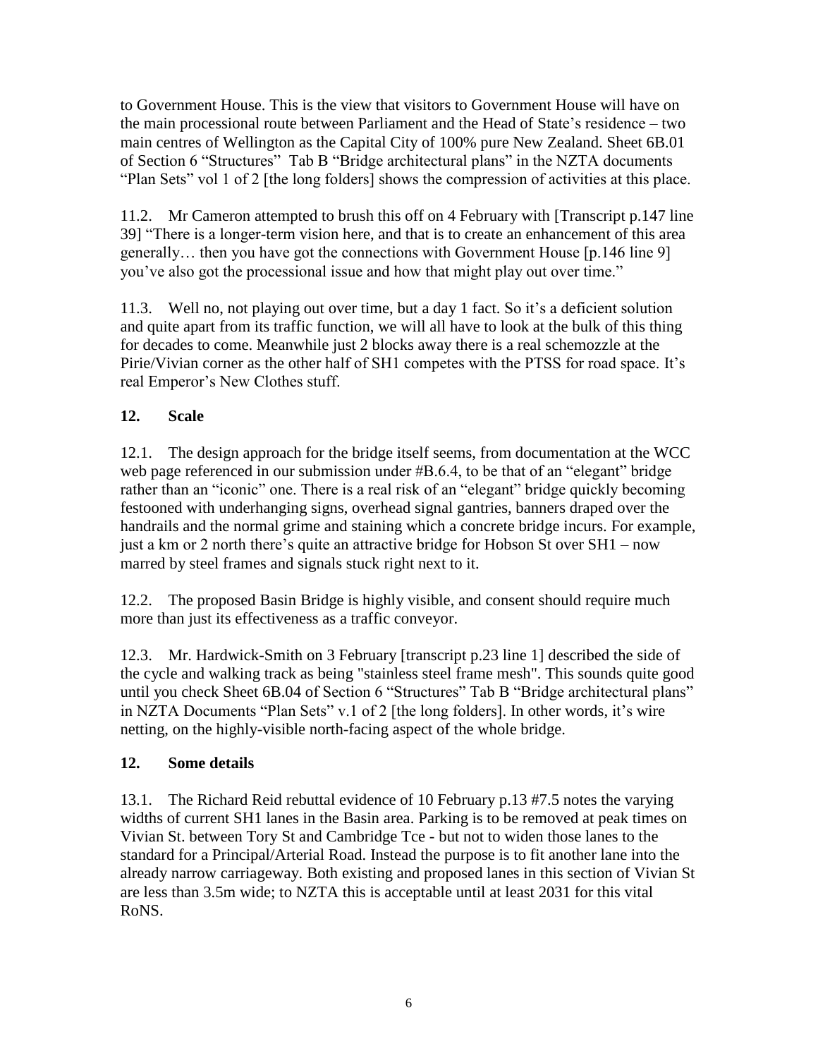to Government House. This is the view that visitors to Government House will have on the main processional route between Parliament and the Head of State's residence – two main centres of Wellington as the Capital City of 100% pure New Zealand. Sheet 6B.01 of Section 6 "Structures" Tab B "Bridge architectural plans" in the NZTA documents "Plan Sets" vol 1 of 2 [the long folders] shows the compression of activities at this place.

11.2. Mr Cameron attempted to brush this off on 4 February with [Transcript p.147 line 39] "There is a longer-term vision here, and that is to create an enhancement of this area generally… then you have got the connections with Government House [p.146 line 9] you've also got the processional issue and how that might play out over time."

11.3. Well no, not playing out over time, but a day 1 fact. So it's a deficient solution and quite apart from its traffic function, we will all have to look at the bulk of this thing for decades to come. Meanwhile just 2 blocks away there is a real schemozzle at the Pirie/Vivian corner as the other half of SH1 competes with the PTSS for road space. It's real Emperor's New Clothes stuff.

## 12. Scale

12.1. The design approach for the bridge itself seems, from documentation at the WCC web page referenced in our submission under #B.6.4, to be that of an "elegant" bridge rather than an "iconic" one. There is a real risk of an "elegant" bridge quickly becoming festooned with underhanging signs, overhead signal gantries, banners draped over the handrails and the normal grime and staining which a concrete bridge incurs. For example, just a km or 2 north there's quite an attractive bridge for Hobson St over SH1 – now marred by steel frames and signals stuck right next to it.

12.2. The proposed Basin Bridge is highly visible, and consent should require much more than just its effectiveness as a traffic conveyor.

12.3. Mr. Hardwick-Smith on 3 February [transcript p.23 line 1] described the side of the cycle and walking track as being "stainless steel frame mesh". This sounds quite good until you check Sheet 6B.04 of Section 6 "Structures" Tab B "Bridge architectural plans" in NZTA Documents "Plan Sets" v.1 of 2 [the long folders]. In other words, it's wire netting, on the highly-visible north-facing aspect of the whole bridge.

## 12. Some details

13.1. The Richard Reid rebuttal evidence of 10 February p.13 #7.5 notes the varying widths of current SH1 lanes in the Basin area. Parking is to be removed at peak times on Vivian St. between Tory St and Cambridge Tce - but not to widen those lanes to the standard for a Principal/Arterial Road. Instead the purpose is to fit another lane into the already narrow carriageway. Both existing and proposed lanes in this section of Vivian St are less than 3.5m wide; to NZTA this is acceptable until at least 2031 for this vital RoNS.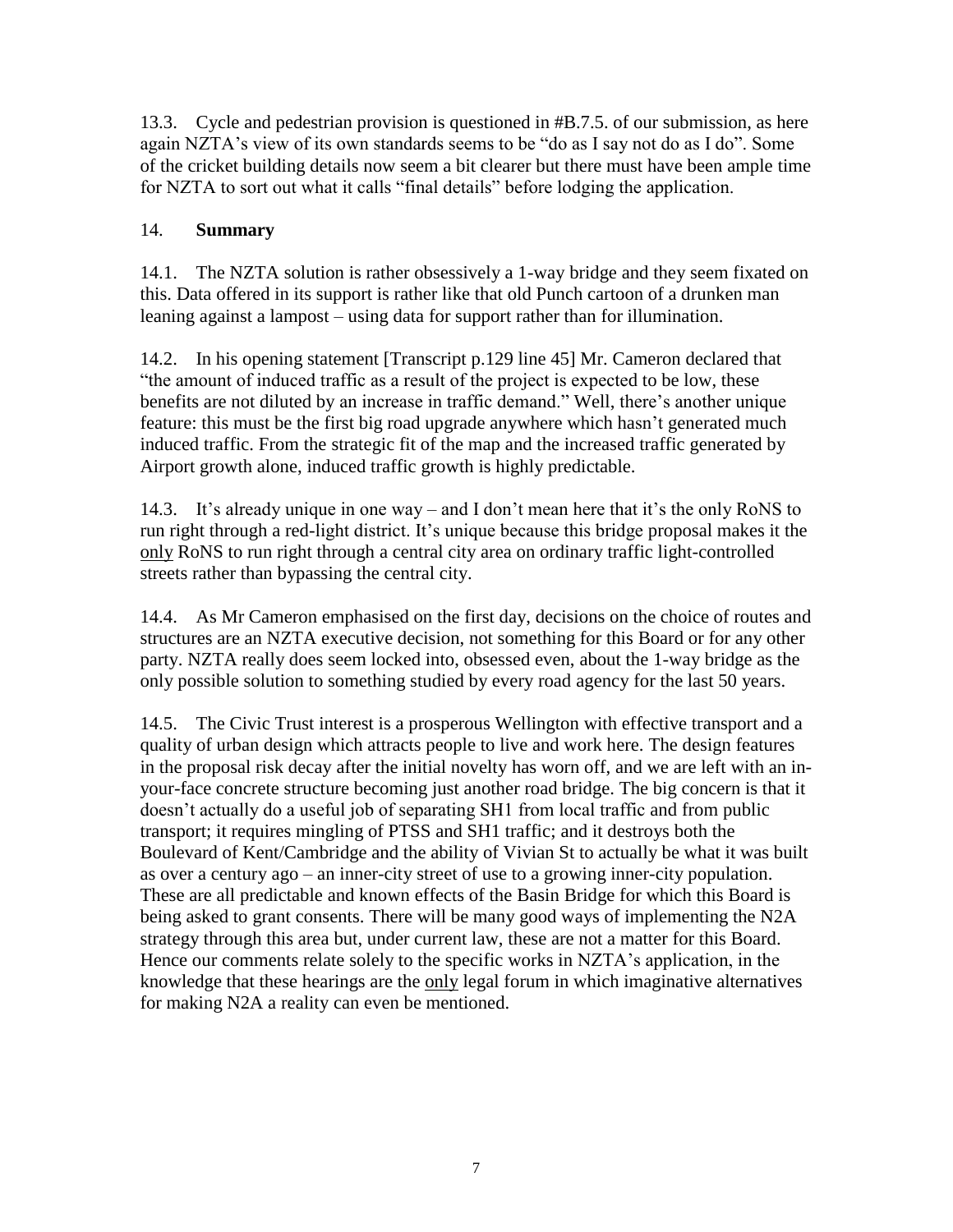13.3. Cycle and pedestrian provision is questioned in #B.7.5. of our submission, as here again NZTA's view of its own standards seems to be "do as I say not do as I do". Some of the cricket building details now seem a bit clearer but there must have been ample time for NZTA to sort out what it calls "final details" before lodging the application.

## 14. **Summary**

14.1. The NZTA solution is rather obsessively a 1-way bridge and they seem fixated on this. Data offered in its support is rather like that old Punch cartoon of a drunken man leaning against a lampost – using data for support rather than for illumination.

14.2. In his opening statement [Transcript p.129 line 45] Mr. Cameron declared that "the amount of induced traffic as a result of the project is expected to be low, these benefits are not diluted by an increase in traffic demand." Well, there's another unique feature: this must be the first big road upgrade anywhere which hasn't generated much induced traffic. From the strategic fit of the map and the increased traffic generated by Airport growth alone, induced traffic growth is highly predictable.

14.3. It's already unique in one way – and I don't mean here that it's the only RoNS to run right through a red-light district. It's unique because this bridge proposal makes it the <u>only</u> RoNS to run right through a central city area on ordinary traffic light-controlled streets rather than bypassing the central city.

14.4. As Mr Cameron emphasised on the first day, decisions on the choice of routes and structures are an NZTA executive decision, not something for this Board or for any other party. NZTA really does seem locked into, obsessed even, about the 1-way bridge as the only possible solution to something studied by every road agency for the last 50 years.

14.5. The Civic Trust interest is a prosperous Wellington with effective transport and a quality of urban design which attracts people to live and work here. The design features in the proposal risk decay after the initial novelty has worn off, and we are left with an in-your-face concrete structure becoming just another road bridge. The big concern is that it doesn't actually do a useful job of separating SH1 from local traffic and from public transport; it requires mingling of PTSS and SH1 traffic; and it destroys both the Boulevard of Kent/Cambridge and the ability of Vivian St to actually be what it was built as over a century ago – an inner-city street of use to a growing inner-city population. These are all predictable and known effects of the Basin Bridge for which this Board is being asked to grant consents. There will be many good ways of implementing the N2A strategy through this area but, under current law, these are not a matter for this Board. Hence our comments relate solely to the specific works in NZTA's application, in the knowledge that these hearings are the <u>only</u> legal forum in which imaginative alternatives for making N2A a reality can even be mentioned.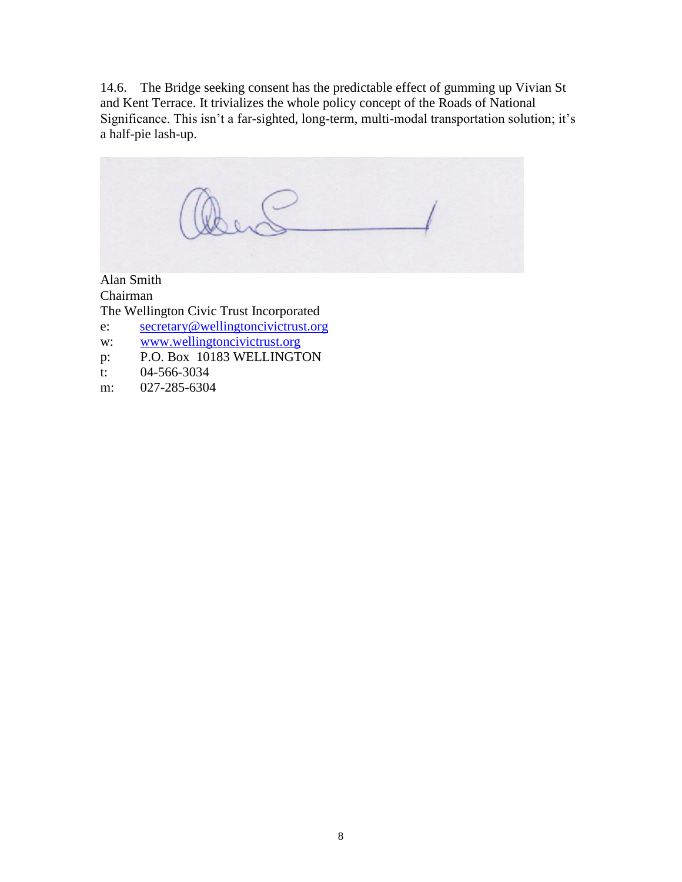14.6. The Bridge seeking consent has the predictable effect of gumming up Vivian St and Kent Terrace. It trivializes the whole policy concept of the Roads of National Significance. This isn't a far-sighted, long-term, multi-modal transportation solution; it's a half-pie lash-up.

Alan Smith
Chairman
The Wellington Civic Trust Incorporated

e: secretary@wellingtoncivictrust.org
w: www.wellingtoncivictrust.org
p: P.O. Box 10183 WELLINGTON
t: 04-566-3034
m: 027-285-6304